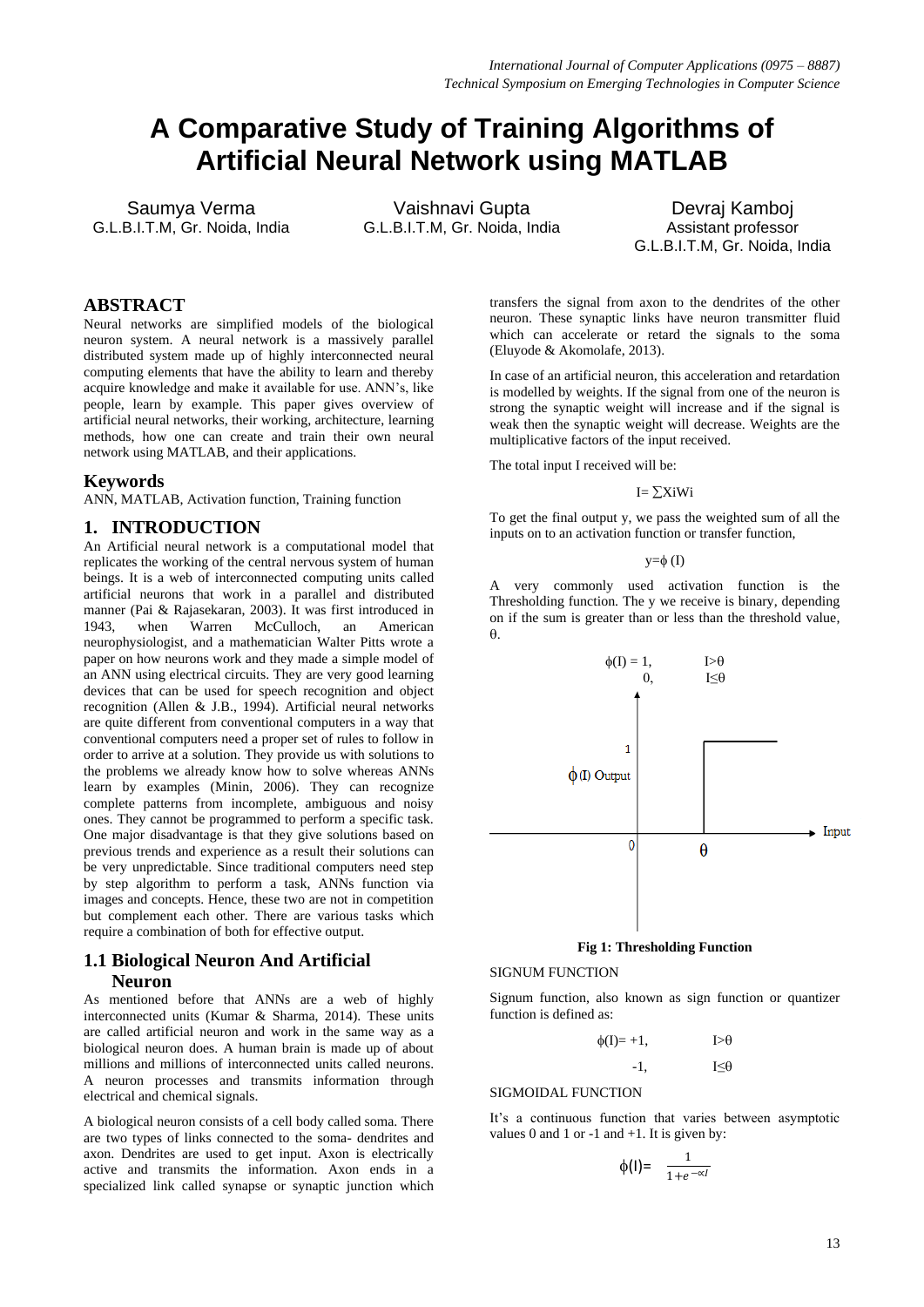# A Comparative Study of Training Algorithms of Artificial Neural Network using MATLAB

Saumya Verma
G.L.B.I.T.M, Gr. Noida, India

Vaishnavi Gupta
G.L.B.I.T.M, Gr. Noida, India

Devraj Kamboj
Assistant professor
G.L.B.I.T.M, Gr. Noida, India

## ABSTRACT

Neural networks are simplified models of the biological neuron system. A neural network is a massively parallel distributed system made up of highly interconnected neural computing elements that have the ability to learn and thereby acquire knowledge and make it available for use. ANN's, like people, learn by example. This paper gives overview of artificial neural networks, their working, architecture, learning methods, how one can create and train their own neural network using MATLAB, and their applications.

## Keywords

ANN, MATLAB, Activation function, Training function

## 1. INTRODUCTION

An Artificial neural network is a computational model that replicates the working of the central nervous system of human beings. It is a web of interconnected computing units called artificial neurons that work in a parallel and distributed manner (Pai & Rajasekaran, 2003). It was first introduced in 1943, when Warren McCulloch, an American neurophysiologist, and a mathematician Walter Pitts wrote a paper on how neurons work and they made a simple model of an ANN using electrical circuits. They are very good learning devices that can be used for speech recognition and object recognition (Allen & J.B., 1994). Artificial neural networks are quite different from conventional computers in a way that conventional computers need a proper set of rules to follow in order to arrive at a solution. They provide us with solutions to the problems we already know how to solve whereas ANNs learn by examples (Minin, 2006). They can recognize complete patterns from incomplete, ambiguous and noisy ones. They cannot be programmed to perform a specific task. One major disadvantage is that they give solutions based on previous trends and experience as a result their solutions can be very unpredictable. Since traditional computers need step by step algorithm to perform a task, ANNs function via images and concepts. Hence, these two are not in competition but complement each other. There are various tasks which require a combination of both for effective output.

### 1.1 Biological Neuron And Artificial Neuron

As mentioned before that ANNs are a web of highly interconnected units (Kumar & Sharma, 2014). These units are called artificial neuron and work in the same way as a biological neuron does. A human brain is made up of about millions and millions of interconnected units called neurons. A neuron processes and transmits information through electrical and chemical signals.

A biological neuron consists of a cell body called soma. There are two types of links connected to the soma- dendrites and axon. Dendrites are used to get input. Axon is electrically active and transmits the information. Axon ends in a specialized link called synapse or synaptic junction which transfers the signal from axon to the dendrites of the other neuron. These synaptic links have neuron transmitter fluid which can accelerate or retard the signals to the soma (Eluyode & Akomolafe, 2013).

In case of an artificial neuron, this acceleration and retardation is modelled by weights. If the signal from one of the neuron is strong the synaptic weight will increase and if the signal is weak then the synaptic weight will decrease. Weights are the multiplicative factors of the input received.

The total input I received will be:

$$I = \sum X_i W_i$$

To get the final output y, we pass the weighted sum of all the inputs on to an activation function or transfer function,

$$y = \phi(I)$$

A very commonly used activation function is the Thresholding function. The y we receive is binary, depending on if the sum is greater than or less than the threshold value, θ.

$$\phi(I) = \begin{cases} 1, & I > \theta \\ 0, & I \leq \theta \end{cases}$$

**Fig 1: Thresholding Function**

SIGNUM FUNCTION

Signum function, also known as sign function or quantizer function is defined as:

$$\phi(I) = \begin{cases} +1, & I > \theta \\ -1, & I \leq \theta \end{cases}$$

SIGMOIDAL FUNCTION

It's a continuous function that varies between asymptotic values 0 and 1 or -1 and +1. It is given by:

$$\phi(I) = \frac{1}{1+e^{-\propto I}}$$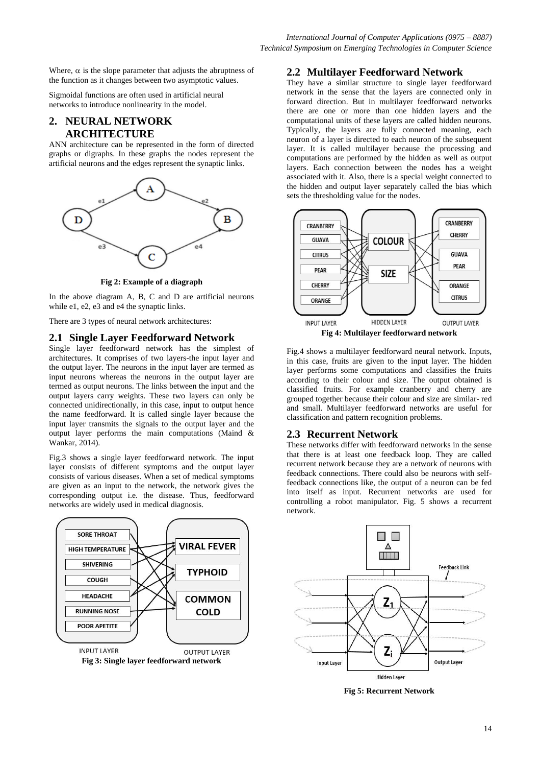Where, α is the slope parameter that adjusts the abruptness of the function as it changes between two asymptotic values.

Sigmoidal functions are often used in artificial neural networks to introduce nonlinearity in the model.

## 2. NEURAL NETWORK ARCHITECTURE

ANN architecture can be represented in the form of directed graphs or digraphs. In these graphs the nodes represent the artificial neurons and the edges represent the synaptic links.

**Fig 2: Example of a diagraph**

In the above diagram A, B, C and D are artificial neurons while e1, e2, e3 and e4 the synaptic links.

There are 3 types of neural network architectures:

### 2.1 Single Layer Feedforward Network

Single layer feedforward network has the simplest of architectures. It comprises of two layers-the input layer and the output layer. The neurons in the input layer are termed as input neurons whereas the neurons in the output layer are termed as output neurons. The links between the input and the output layers carry weights. These two layers can only be connected unidirectionally, in this case, input to output hence the name feedforward. It is called single layer because the input layer transmits the signals to the output layer and the output layer performs the main computations (Maind & Wankar, 2014).

Fig.3 shows a single layer feedforward network. The input layer consists of different symptoms and the output layer consists of various diseases. When a set of medical symptoms are given as an input to the network, the network gives the corresponding output i.e. the disease. Thus, feedforward networks are widely used in medical diagnosis.

**Fig 3: Single layer feedforward network**

### 2.2 Multilayer Feedforward Network

They have a similar structure to single layer feedforward network in the sense that the layers are connected only in forward direction. But in multilayer feedforward networks there are one or more than one hidden layers and the computational units of these layers are called hidden neurons. Typically, the layers are fully connected meaning, each neuron of a layer is directed to each neuron of the subsequent layer. It is called multilayer because the processing and computations are performed by the hidden as well as output layers. Each connection between the nodes has a weight associated with it. Also, there is a special weight connected to the hidden and output layer separately called the bias which sets the thresholding value for the nodes.

**Fig 4: Multilayer feedforward network**

Fig.4 shows a multilayer feedforward neural network. Inputs, in this case, fruits are given to the input layer. The hidden layer performs some computations and classifies the fruits according to their colour and size. The output obtained is classified fruits. For example cranberry and cherry are grouped together because their colour and size are similar- red and small. Multilayer feedforward networks are useful for classification and pattern recognition problems.

### 2.3 Recurrent Network

These networks differ with feedforward networks in the sense that there is at least one feedback loop. They are called recurrent network because they are a network of neurons with feedback connections. There could also be neurons with self-feedback connections like, the output of a neuron can be fed into itself as input. Recurrent networks are used for controlling a robot manipulator. Fig. 5 shows a recurrent network.

**Fig 5: Recurrent Network**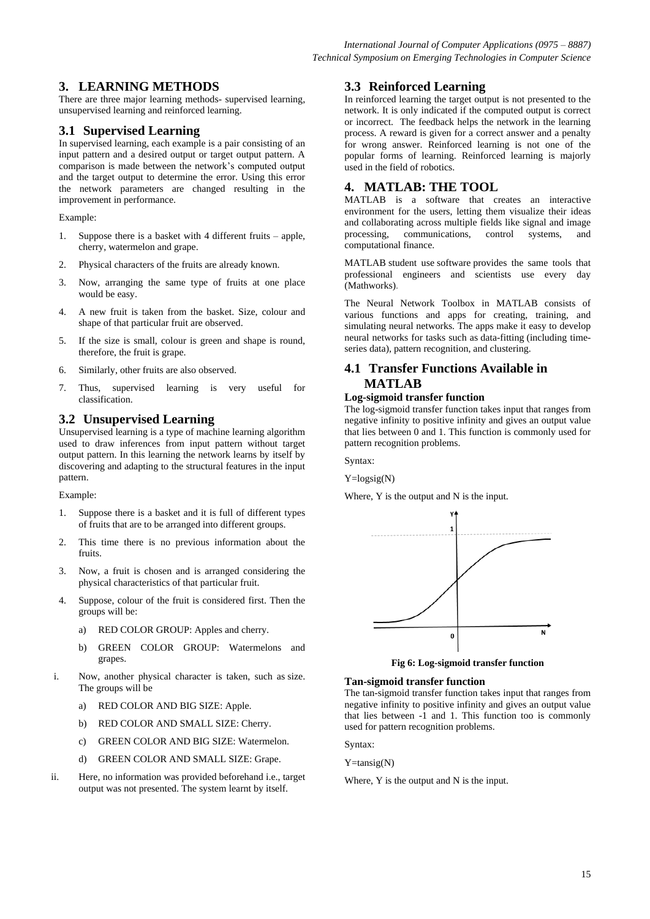## 3. LEARNING METHODS

There are three major learning methods- supervised learning, unsupervised learning and reinforced learning.

### 3.1 Supervised Learning

In supervised learning, each example is a pair consisting of an input pattern and a desired output or target output pattern. A comparison is made between the network's computed output and the target output to determine the error. Using this error the network parameters are changed resulting in the improvement in performance.

Example:

1. Suppose there is a basket with 4 different fruits – apple, cherry, watermelon and grape.
2. Physical characters of the fruits are already known.
3. Now, arranging the same type of fruits at one place would be easy.
4. A new fruit is taken from the basket. Size, colour and shape of that particular fruit are observed.
5. If the size is small, colour is green and shape is round, therefore, the fruit is grape.
6. Similarly, other fruits are also observed.
7. Thus, supervised learning is very useful for classification.

### 3.2 Unsupervised Learning

Unsupervised learning is a type of machine learning algorithm used to draw inferences from input pattern without target output pattern. In this learning the network learns by itself by discovering and adapting to the structural features in the input pattern.

Example:

1. Suppose there is a basket and it is full of different types of fruits that are to be arranged into different groups.
2. This time there is no previous information about the fruits.
3. Now, a fruit is chosen and is arranged considering the physical characteristics of that particular fruit.
4. Suppose, colour of the fruit is considered first. Then the groups will be:
   a) RED COLOR GROUP: Apples and cherry.
   b) GREEN COLOR GROUP: Watermelons and grapes.

i. Now, another physical character is taken, such as size. The groups will be
   a) RED COLOR AND BIG SIZE: Apple.
   b) RED COLOR AND SMALL SIZE: Cherry.
   c) GREEN COLOR AND BIG SIZE: Watermelon.
   d) GREEN COLOR AND SMALL SIZE: Grape.

ii. Here, no information was provided beforehand i.e., target output was not presented. The system learnt by itself.

### 3.3 Reinforced Learning

In reinforced learning the target output is not presented to the network. It is only indicated if the computed output is correct or incorrect. The feedback helps the network in the learning process. A reward is given for a correct answer and a penalty for wrong answer. Reinforced learning is not one of the popular forms of learning. Reinforced learning is majorly used in the field of robotics.

## 4. MATLAB: THE TOOL

MATLAB is a software that creates an interactive environment for the users, letting them visualize their ideas and collaborating across multiple fields like signal and image processing, communications, control systems, and computational finance.

MATLAB student use software provides the same tools that professional engineers and scientists use every day (Mathworks).

The Neural Network Toolbox in MATLAB consists of various functions and apps for creating, training, and simulating neural networks. The apps make it easy to develop neural networks for tasks such as data-fitting (including time-series data), pattern recognition, and clustering.

### 4.1 Transfer Functions Available in MATLAB

**Log-sigmoid transfer function**

The log-sigmoid transfer function takes input that ranges from negative infinity to positive infinity and gives an output value that lies between 0 and 1. This function is commonly used for pattern recognition problems.

Syntax:

Y=logsig(N)

Where, Y is the output and N is the input.

**Fig 6: Log-sigmoid transfer function**

**Tan-sigmoid transfer function**

The tan-sigmoid transfer function takes input that ranges from negative infinity to positive infinity and gives an output value that lies between -1 and 1. This function too is commonly used for pattern recognition problems.

Syntax:

Y=tansig(N)

Where, Y is the output and N is the input.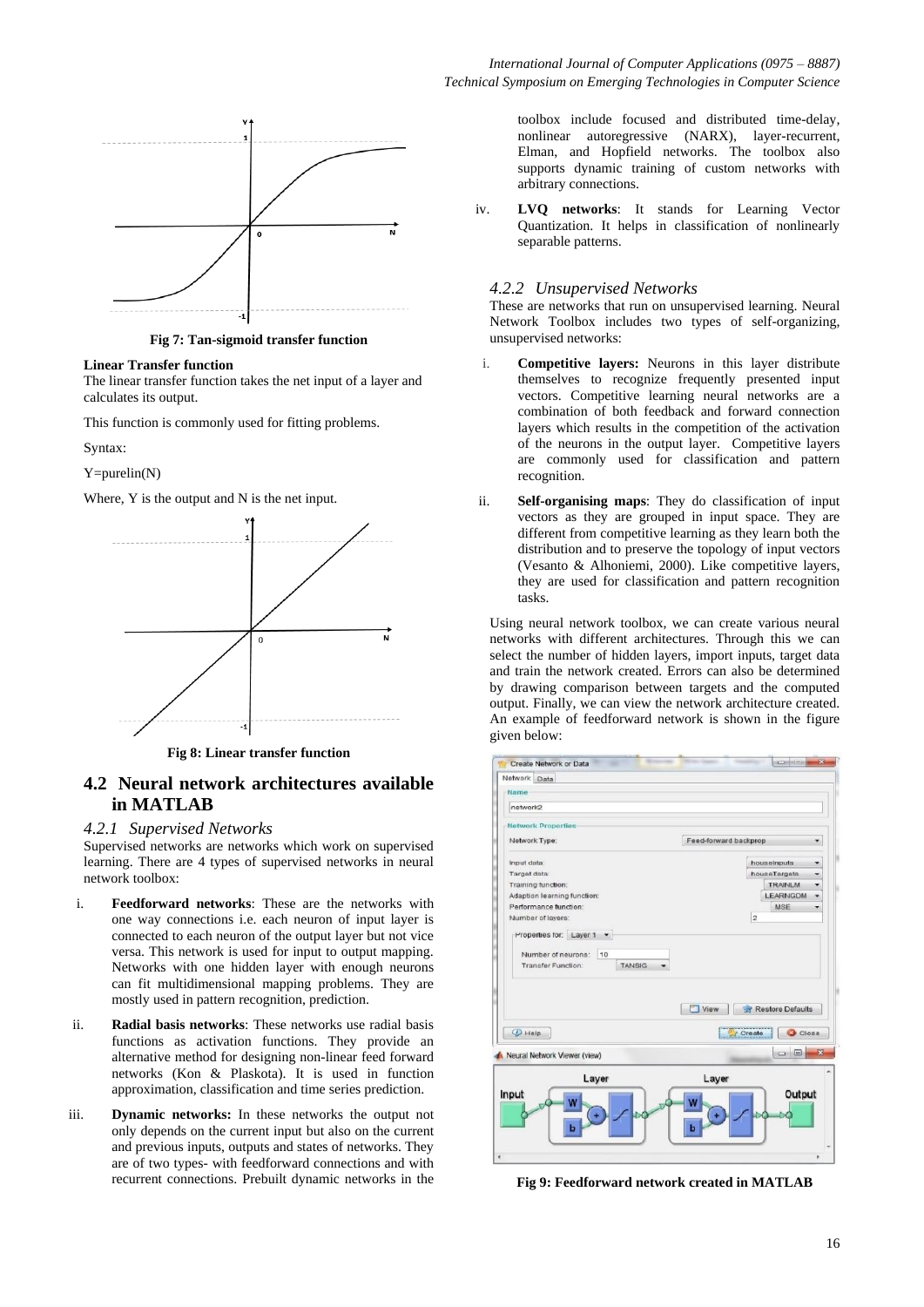Fig 7: Tan-sigmoid transfer function

**Linear Transfer function**

The linear transfer function takes the net input of a layer and calculates its output.

This function is commonly used for fitting problems.

Syntax:

Y=purelin(N)

Where, Y is the output and N is the net input.

Fig 8: Linear transfer function

## 4.2 Neural network architectures available in MATLAB

### *4.2.1 Supervised Networks*

Supervised networks are networks which work on supervised learning. There are 4 types of supervised networks in neural network toolbox:

i. **Feedforward networks**: These are the networks with one way connections i.e. each neuron of input layer is connected to each neuron of the output layer but not vice versa. This network is used for input to output mapping. Networks with one hidden layer with enough neurons can fit multidimensional mapping problems. They are mostly used in pattern recognition, prediction.

ii. **Radial basis networks**: These networks use radial basis functions as activation functions. They provide an alternative method for designing non-linear feed forward networks (Kon & Plaskota). It is used in function approximation, classification and time series prediction.

iii. **Dynamic networks:** In these networks the output not only depends on the current input but also on the current and previous inputs, outputs and states of networks. They are of two types- with feedforward connections and with recurrent connections. Prebuilt dynamic networks in the toolbox include focused and distributed time-delay, nonlinear autoregressive (NARX), layer-recurrent, Elman, and Hopfield networks. The toolbox also supports dynamic training of custom networks with arbitrary connections.

iv. **LVQ networks**: It stands for Learning Vector Quantization. It helps in classification of nonlinearly separable patterns.

### *4.2.2 Unsupervised Networks*

These are networks that run on unsupervised learning. Neural Network Toolbox includes two types of self-organizing, unsupervised networks:

i. **Competitive layers:** Neurons in this layer distribute themselves to recognize frequently presented input vectors. Competitive learning neural networks are a combination of both feedback and forward connection layers which results in the competition of the activation of the neurons in the output layer. Competitive layers are commonly used for classification and pattern recognition.

ii. **Self-organising maps**: They do classification of input vectors as they are grouped in input space. They are different from competitive learning as they learn both the distribution and to preserve the topology of input vectors (Vesanto & Alhoniemi, 2000). Like competitive layers, they are used for classification and pattern recognition tasks.

Using neural network toolbox, we can create various neural networks with different architectures. Through this we can select the number of hidden layers, import inputs, target data and train the network created. Errors can also be determined by drawing comparison between targets and the computed output. Finally, we can view the network architecture created. An example of feedforward network is shown in the figure given below:

Fig 9: Feedforward network created in MATLAB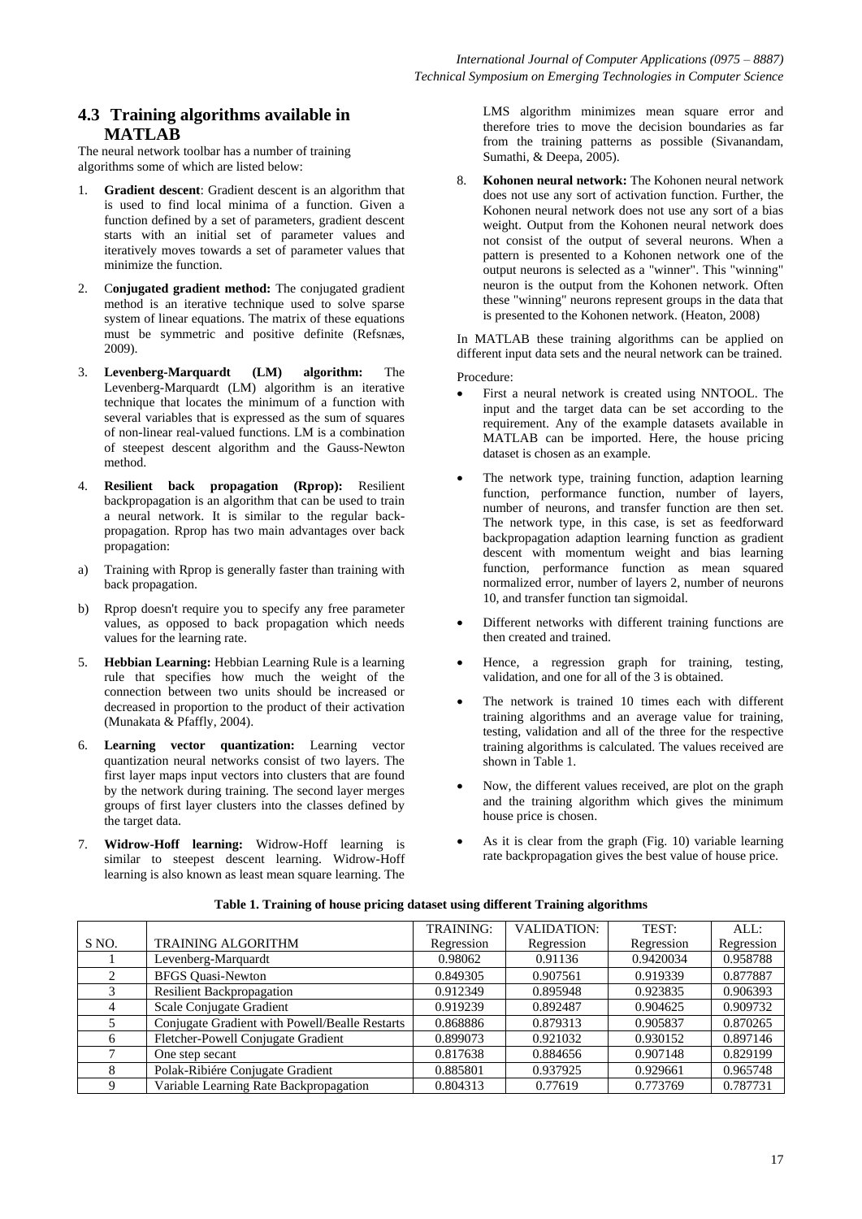## 4.3 Training algorithms available in MATLAB

The neural network toolbar has a number of training algorithms some of which are listed below:

1. **Gradient descent**: Gradient descent is an algorithm that is used to find local minima of a function. Given a function defined by a set of parameters, gradient descent starts with an initial set of parameter values and iteratively moves towards a set of parameter values that minimize the function.

2. C**onjugated gradient method:** The conjugated gradient method is an iterative technique used to solve sparse system of linear equations. The matrix of these equations must be symmetric and positive definite (Refsnæs, 2009).

3. **Levenberg-Marquardt (LM) algorithm:** The Levenberg-Marquardt (LM) algorithm is an iterative technique that locates the minimum of a function with several variables that is expressed as the sum of squares of non-linear real-valued functions. LM is a combination of steepest descent algorithm and the Gauss-Newton method.

4. **Resilient back propagation (Rprop):** Resilient backpropagation is an algorithm that can be used to train a neural network. It is similar to the regular back-propagation. Rprop has two main advantages over back propagation:

a) Training with Rprop is generally faster than training with back propagation.

b) Rprop doesn't require you to specify any free parameter values, as opposed to back propagation which needs values for the learning rate.

5. **Hebbian Learning:** Hebbian Learning Rule is a learning rule that specifies how much the weight of the connection between two units should be increased or decreased in proportion to the product of their activation (Munakata & Pfaffly, 2004).

6. **Learning vector quantization:** Learning vector quantization neural networks consist of two layers. The first layer maps input vectors into clusters that are found by the network during training. The second layer merges groups of first layer clusters into the classes defined by the target data.

7. **Widrow-Hoff learning:** Widrow-Hoff learning is similar to steepest descent learning. Widrow-Hoff learning is also known as least mean square learning. The LMS algorithm minimizes mean square error and therefore tries to move the decision boundaries as far from the training patterns as possible (Sivanandam, Sumathi, & Deepa, 2005).

8. **Kohonen neural network:** The Kohonen neural network does not use any sort of activation function. Further, the Kohonen neural network does not use any sort of a bias weight. Output from the Kohonen neural network does not consist of the output of several neurons. When a pattern is presented to a Kohonen network one of the output neurons is selected as a "winner". This "winning" neuron is the output from the Kohonen network. Often these "winning" neurons represent groups in the data that is presented to the Kohonen network. (Heaton, 2008)

In MATLAB these training algorithms can be applied on different input data sets and the neural network can be trained.

Procedure:

- First a neural network is created using NNTOOL. The input and the target data can be set according to the requirement. Any of the example datasets available in MATLAB can be imported. Here, the house pricing dataset is chosen as an example.
- The network type, training function, adaption learning function, performance function, number of layers, number of neurons, and transfer function are then set. The network type, in this case, is set as feedforward backpropagation adaption learning function as gradient descent with momentum weight and bias learning function, performance function as mean squared normalized error, number of layers 2, number of neurons 10, and transfer function tan sigmoidal.
- Different networks with different training functions are then created and trained.
- Hence, a regression graph for training, testing, validation, and one for all of the 3 is obtained.
- The network is trained 10 times each with different training algorithms and an average value for training, testing, validation and all of the three for the respective training algorithms is calculated. The values received are shown in Table 1.
- Now, the different values received, are plot on the graph and the training algorithm which gives the minimum house price is chosen.
- As it is clear from the graph (Fig. 10) variable learning rate backpropagation gives the best value of house price.

**Table 1. Training of house pricing dataset using different Training algorithms**

| S NO. | TRAINING ALGORITHM | TRAINING: Regression | VALIDATION: Regression | TEST: Regression | ALL: Regression |
|---|---|---|---|---|---|
| 1 | Levenberg-Marquardt | 0.98062 | 0.91136 | 0.9420034 | 0.958788 |
| 2 | BFGS Quasi-Newton | 0.849305 | 0.907561 | 0.919339 | 0.877887 |
| 3 | Resilient Backpropagation | 0.912349 | 0.895948 | 0.923835 | 0.906393 |
| 4 | Scale Conjugate Gradient | 0.919239 | 0.892487 | 0.904625 | 0.909732 |
| 5 | Conjugate Gradient with Powell/Bealle Restarts | 0.868886 | 0.879313 | 0.905837 | 0.870265 |
| 6 | Fletcher-Powell Conjugate Gradient | 0.899073 | 0.921032 | 0.930152 | 0.897146 |
| 7 | One step secant | 0.817638 | 0.884656 | 0.907148 | 0.829199 |
| 8 | Polak-Ribiére Conjugate Gradient | 0.885801 | 0.937925 | 0.929661 | 0.965748 |
| 9 | Variable Learning Rate Backpropagation | 0.804313 | 0.77619 | 0.773769 | 0.787731 |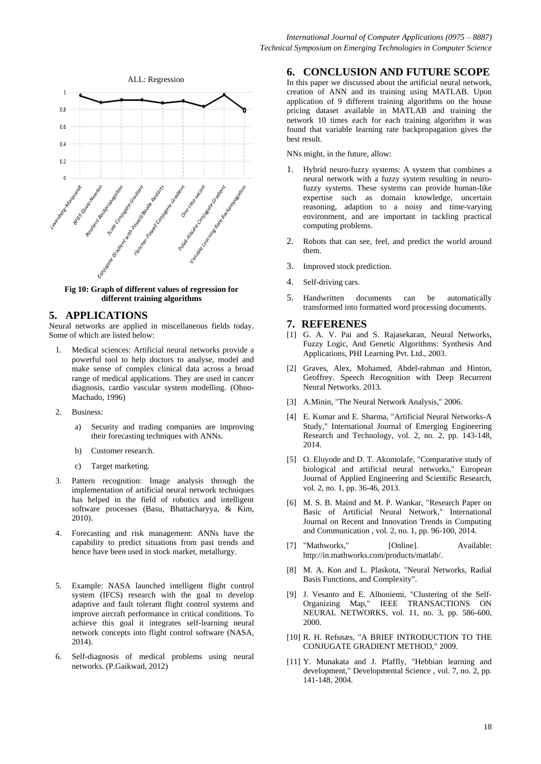Fig 10: Graph of different values of regression for different training algorithms

## 5. APPLICATIONS

Neural networks are applied in miscellaneous fields today. Some of which are listed below:

1. Medical sciences: Artificial neural networks provide a powerful tool to help doctors to analyse, model and make sense of complex clinical data across a broad range of medical applications. They are used in cancer diagnosis, cardio vascular system modelling. (Ohno-Machado, 1996)
2. Business:
   a) Security and trading companies are improving their forecasting techniques with ANNs.
   b) Customer research.
   c) Target marketing.
3. Pattern recognition: Image analysis through the implementation of artificial neural network techniques has helped in the field of robotics and intelligent software processes (Basu, Bhattacharyya, & Kim, 2010).
4. Forecasting and risk management: ANNs have the capability to predict situations from past trends and hence have been used in stock market, metallurgy.
5. Example: NASA launched intelligent flight control system (IFCS) research with the goal to develop adaptive and fault tolerant flight control systems and improve aircraft performance in critical conditions. To achieve this goal it integrates self-learning neural network concepts into flight control software (NASA, 2014).
6. Self-diagnosis of medical problems using neural networks. (P.Gaikwad, 2012)

## 6. CONCLUSION AND FUTURE SCOPE

In this paper we discussed about the artificial neural network, creation of ANN and its training using MATLAB. Upon application of 9 different training algorithms on the house pricing dataset available in MATLAB and training the network 10 times each for each training algorithm it was found that variable learning rate backpropagation gives the best result.

NNs might, in the future, allow:

1. Hybrid neuro-fuzzy systems: A system that combines a neural network with a fuzzy system resulting in neuro-fuzzy systems. These systems can provide human-like expertise such as domain knowledge, uncertain reasoning, adaption to a noisy and time-varying environment, and are important in tackling practical computing problems.
2. Robots that can see, feel, and predict the world around them.
3. Improved stock prediction.
4. Self-driving cars.
5. Handwritten documents can be automatically transformed into formatted word processing documents.

## 7. REFERENES

[1] G. A. V. Pai and S. Rajasekaran, Neural Networks, Fuzzy Logic, And Genetic Algorithms: Synthesis And Applications, PHI Learning Pvt. Ltd., 2003.

[2] Graves, Alex, Mohamed, Abdel-rahman and Hinton, Geoffrey. Speech Recognition with Deep Recurrent Neural Networks. 2013.

[3] A.Minin, "The Neural Network Analysis," 2006.

[4] E. Kumar and E. Sharma, "Artificial Neural Networks-A Study," International Journal of Emerging Engineering Research and Technology, vol. 2, no. 2, pp. 143-148, 2014.

[5] O. Eluyode and D. T. Akomolafe, "Comparative study of biological and artificial neural networks," European Journal of Applied Engineering and Scientific Research, vol. 2, no. 1, pp. 36-46, 2013.

[6] M. S. B. Maind and M. P. Wankar, "Research Paper on Basic of Artificial Neural Network," International Journal on Recent and Innovation Trends in Computing and Communication , vol. 2, no. 1, pp. 96-100, 2014.

[7] "Mathworks," [Online]. Available: http://in.mathworks.com/products/matlab/.

[8] M. A. Kon and L. Plaskota, "Neural Networks, Radial Basis Functions, and Complexity".

[9] J. Vesanto and E. Alhoniemi, "Clustering of the Self-Organizing Map," IEEE TRANSACTIONS ON NEURAL NETWORKS, vol. 11, no. 3, pp. 586-600, 2000.

[10] R. H. Refsnæs, "A BRIEF INTRODUCTION TO THE CONJUGATE GRADIENT METHOD," 2009.

[11] Y. Munakata and J. Pfaffly, "Hebbian learning and development," Developmental Science , vol. 7, no. 2, pp. 141-148, 2004.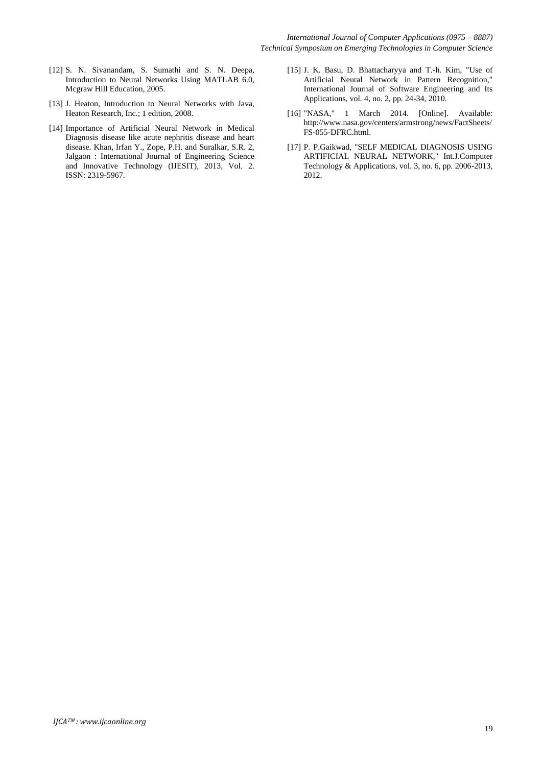[12] S. N. Sivanandam, S. Sumathi and S. N. Deepa, Introduction to Neural Networks Using MATLAB 6.0, Mcgraw Hill Education, 2005.

[13] J. Heaton, Introduction to Neural Networks with Java, Heaton Research, Inc.; 1 edition, 2008.

[14] Importance of Artificial Neural Network in Medical Diagnosis disease like acute nephritis disease and heart disease. Khan, Irfan Y., Zope, P.H. and Suralkar, S.R. 2, Jalgaon : International Journal of Engineering Science and Innovative Technology (IJESIT), 2013, Vol. 2. ISSN: 2319-5967.

[15] J. K. Basu, D. Bhattacharyya and T.-h. Kim, "Use of Artificial Neural Network in Pattern Recognition," International Journal of Software Engineering and Its Applications, vol. 4, no. 2, pp. 24-34, 2010.

[16] "NASA," 1 March 2014. [Online]. Available: http://www.nasa.gov/centers/armstrong/news/FactSheets/FS-055-DFRC.html.

[17] P. P.Gaikwad, "SELF MEDICAL DIAGNOSIS USING ARTIFICIAL NEURAL NETWORK," Int.J.Computer Technology & Applications, vol. 3, no. 6, pp. 2006-2013, 2012.